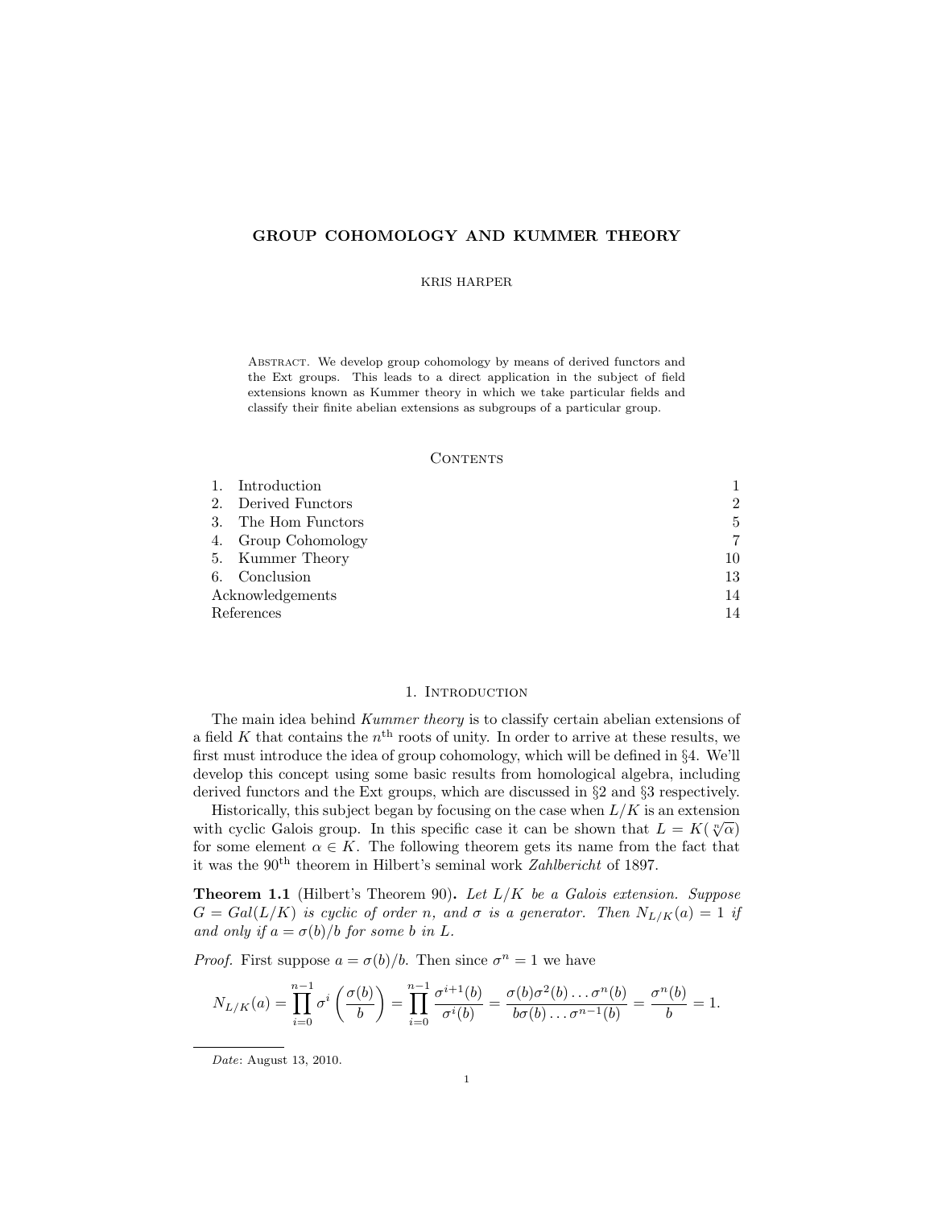# GROUP COHOMOLOGY AND KUMMER THEORY

KRIS HARPER

Abstract. We develop group cohomology by means of derived functors and the Ext groups. This leads to a direct application in the subject of field extensions known as Kummer theory in which we take particular fields and classify their finite abelian extensions as subgroups of a particular group.

## Contents

| | | |
|---|---|---|
| 1. | Introduction | 1 |
| 2. | Derived Functors | 2 |
| 3. | The Hom Functors | 5 |
| 4. | Group Cohomology | 7 |
| 5. | Kummer Theory | 10 |
| 6. | Conclusion | 13 |
| | Acknowledgements | 14 |
| | References | 14 |

## 1. Introduction

The main idea behind *Kummer theory* is to classify certain abelian extensions of a field $K$ that contains the $n^{\text{th}}$ roots of unity. In order to arrive at these results, we first must introduce the idea of group cohomology, which will be defined in §4. We'll develop this concept using some basic results from homological algebra, including derived functors and the Ext groups, which are discussed in §2 and §3 respectively.

Historically, this subject began by focusing on the case when $L/K$ is an extension with cyclic Galois group. In this specific case it can be shown that $L = K(\sqrt[n]{\alpha})$ for some element $\alpha \in K$. The following theorem gets its name from the fact that it was the $90^{\text{th}}$ theorem in Hilbert's seminal work *Zahlbericht* of 1897.

**Theorem 1.1** (Hilbert's Theorem 90). *Let $L/K$ be a Galois extension. Suppose $G = Gal(L/K)$ is cyclic of order $n$, and $\sigma$ is a generator. Then $N_{L/K}(a) = 1$ if and only if $a = \sigma(b)/b$ for some $b$ in $L$.*

*Proof.* First suppose $a = \sigma(b)/b$. Then since $\sigma^n = 1$ we have

$$N_{L/K}(a) = \prod_{i=0}^{n-1} \sigma^i\left(\frac{\sigma(b)}{b}\right) = \prod_{i=0}^{n-1} \frac{\sigma^{i+1}(b)}{\sigma^i(b)} = \frac{\sigma(b)\sigma^2(b)\ldots\sigma^n(b)}{b\sigma(b)\ldots\sigma^{n-1}(b)} = \frac{\sigma^n(b)}{b} = 1.$$

*Date*: August 13, 2010.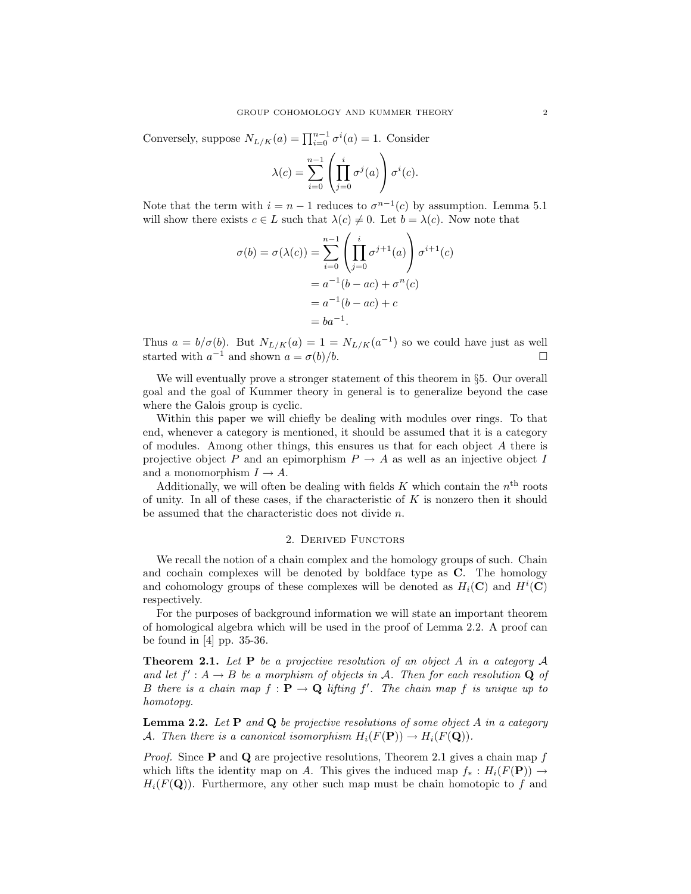Conversely, suppose $N_{L/K}(a) = \prod_{i=0}^{n-1} \sigma^i(a) = 1$. Consider

$$\lambda(c) = \sum_{i=0}^{n-1} \left( \prod_{j=0}^{i} \sigma^j(a) \right) \sigma^i(c).$$

Note that the term with $i = n-1$ reduces to $\sigma^{n-1}(c)$ by assumption. Lemma 5.1 will show there exists $c \in L$ such that $\lambda(c) \neq 0$. Let $b = \lambda(c)$. Now note that

$$\begin{aligned}
\sigma(b) = \sigma(\lambda(c)) &= \sum_{i=0}^{n-1} \left( \prod_{j=0}^{i} \sigma^{j+1}(a) \right) \sigma^{i+1}(c) \\
&= a^{-1}(b - ac) + \sigma^n(c) \\
&= a^{-1}(b - ac) + c \\
&= ba^{-1}.
\end{aligned}$$

Thus $a = b/\sigma(b)$. But $N_{L/K}(a) = 1 = N_{L/K}(a^{-1})$ so we could have just as well started with $a^{-1}$ and shown $a = \sigma(b)/b$. □

We will eventually prove a stronger statement of this theorem in §5. Our overall goal and the goal of Kummer theory in general is to generalize beyond the case where the Galois group is cyclic.

Within this paper we will chiefly be dealing with modules over rings. To that end, whenever a category is mentioned, it should be assumed that it is a category of modules. Among other things, this ensures us that for each object $A$ there is projective object $P$ and an epimorphism $P \to A$ as well as an injective object $I$ and a monomorphism $I \to A$.

Additionally, we will often be dealing with fields $K$ which contain the $n^{\text{th}}$ roots of unity. In all of these cases, if the characteristic of $K$ is nonzero then it should be assumed that the characteristic does not divide $n$.

## 2. Derived Functors

We recall the notion of a chain complex and the homology groups of such. Chain and cochain complexes will be denoted by boldface type as $\mathbf{C}$. The homology and cohomology groups of these complexes will be denoted as $H_i(\mathbf{C})$ and $H^i(\mathbf{C})$ respectively.

For the purposes of background information we will state an important theorem of homological algebra which will be used in the proof of Lemma 2.2. A proof can be found in [4] pp. 35-36.

**Theorem 2.1.** *Let $\mathbf{P}$ be a projective resolution of an object $A$ in a category $\mathcal{A}$ and let $f' : A \to B$ be a morphism of objects in $\mathcal{A}$. Then for each resolution $\mathbf{Q}$ of $B$ there is a chain map $f : \mathbf{P} \to \mathbf{Q}$ lifting $f'$. The chain map $f$ is unique up to homotopy.*

**Lemma 2.2.** *Let $\mathbf{P}$ and $\mathbf{Q}$ be projective resolutions of some object $A$ in a category $\mathcal{A}$. Then there is a canonical isomorphism $H_i(F(\mathbf{P})) \to H_i(F(\mathbf{Q}))$.*

*Proof.* Since $\mathbf{P}$ and $\mathbf{Q}$ are projective resolutions, Theorem 2.1 gives a chain map $f$ which lifts the identity map on $A$. This gives the induced map $f_* : H_i(F(\mathbf{P})) \to H_i(F(\mathbf{Q}))$. Furthermore, any other such map must be chain homotopic to $f$ and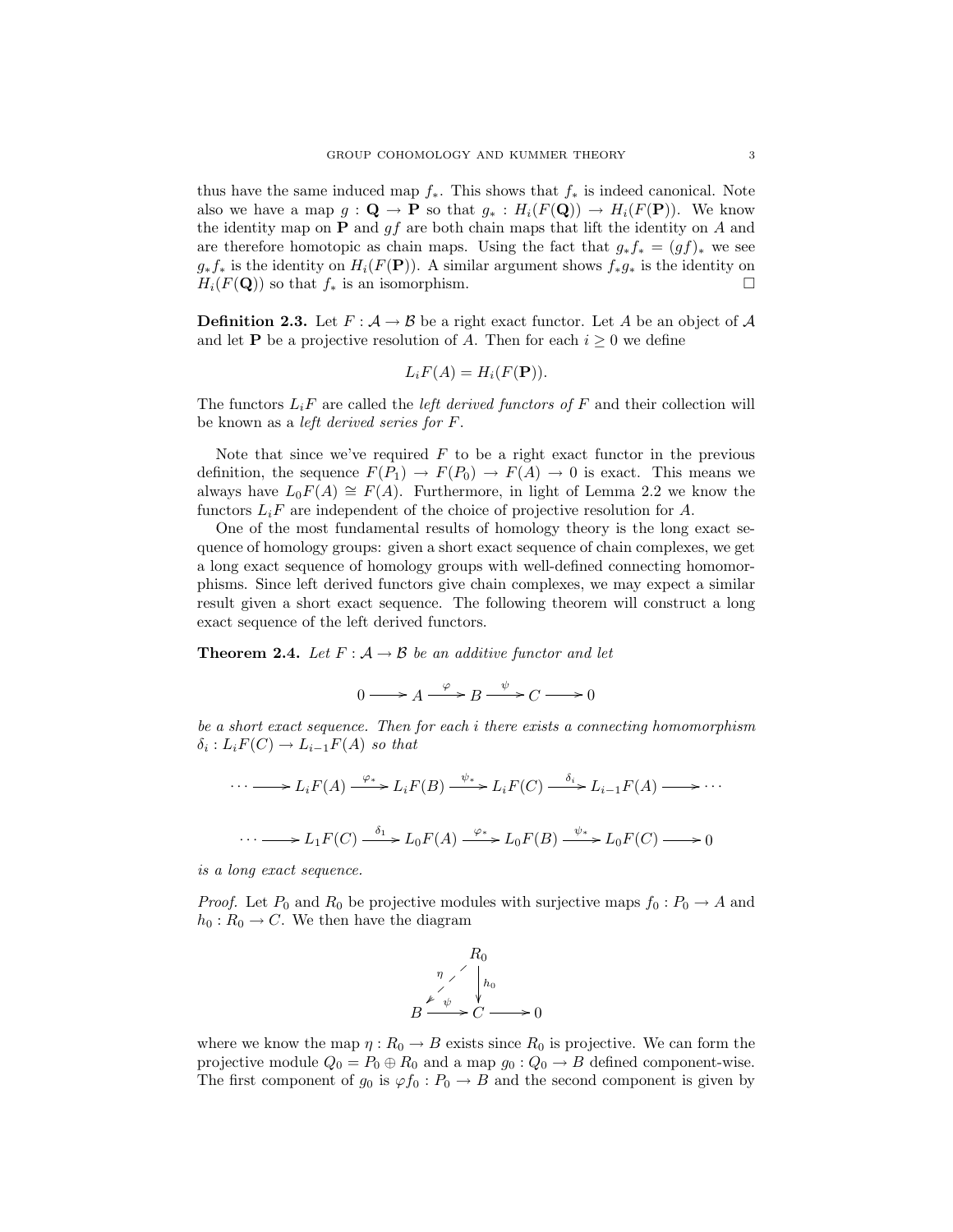thus have the same induced map $f_*$. This shows that $f_*$ is indeed canonical. Note also we have a map $g : \mathbf{Q} \to \mathbf{P}$ so that $g_* : H_i(F(\mathbf{Q})) \to H_i(F(\mathbf{P}))$. We know the identity map on $\mathbf{P}$ and $gf$ are both chain maps that lift the identity on $A$ and are therefore homotopic as chain maps. Using the fact that $g_*f_* = (gf)_*$ we see $g_*f_*$ is the identity on $H_i(F(\mathbf{P}))$. A similar argument shows $f_*g_*$ is the identity on $H_i(F(\mathbf{Q}))$ so that $f_*$ is an isomorphism. □

**Definition 2.3.** Let $F : \mathcal{A} \to \mathcal{B}$ be a right exact functor. Let $A$ be an object of $\mathcal{A}$ and let $\mathbf{P}$ be a projective resolution of $A$. Then for each $i \geq 0$ we define

$$L_iF(A) = H_i(F(\mathbf{P})).$$

The functors $L_iF$ are called the *left derived functors of* $F$ and their collection will be known as a *left derived series for* $F$.

Note that since we've required $F$ to be a right exact functor in the previous definition, the sequence $F(P_1) \to F(P_0) \to F(A) \to 0$ is exact. This means we always have $L_0F(A) \cong F(A)$. Furthermore, in light of Lemma 2.2 we know the functors $L_iF$ are independent of the choice of projective resolution for $A$.

One of the most fundamental results of homology theory is the long exact sequence of homology groups: given a short exact sequence of chain complexes, we get a long exact sequence of homology groups with well-defined connecting homomorphisms. Since left derived functors give chain complexes, we may expect a similar result given a short exact sequence. The following theorem will construct a long exact sequence of the left derived functors.

**Theorem 2.4.** *Let $F : \mathcal{A} \to \mathcal{B}$ be an additive functor and let*

$$0 \longrightarrow A \xrightarrow{\varphi} B \xrightarrow{\psi} C \longrightarrow 0$$

*be a short exact sequence. Then for each $i$ there exists a connecting homomorphism $\delta_i : L_iF(C) \to L_{i-1}F(A)$ so that*

$$\cdots \longrightarrow L_iF(A) \xrightarrow{\varphi_*} L_iF(B) \xrightarrow{\psi_*} L_iF(C) \xrightarrow{\delta_i} L_{i-1}F(A) \longrightarrow \cdots$$

$$\cdots \longrightarrow L_1F(C) \xrightarrow{\delta_1} L_0F(A) \xrightarrow{\varphi_*} L_0F(B) \xrightarrow{\psi_*} L_0F(C) \longrightarrow 0$$

*is a long exact sequence.*

*Proof.* Let $P_0$ and $R_0$ be projective modules with surjective maps $f_0 : P_0 \to A$ and $h_0 : R_0 \to C$. We then have the diagram

$$\begin{array}{ccccc} & & R_0 & & \\ & \overset{\eta}{\swarrow} & \downarrow h_0 & & \\ B & \xrightarrow{\psi} & C & \longrightarrow & 0 \end{array}$$

where we know the map $\eta : R_0 \to B$ exists since $R_0$ is projective. We can form the projective module $Q_0 = P_0 \oplus R_0$ and a map $g_0 : Q_0 \to B$ defined component-wise. The first component of $g_0$ is $\varphi f_0 : P_0 \to B$ and the second component is given by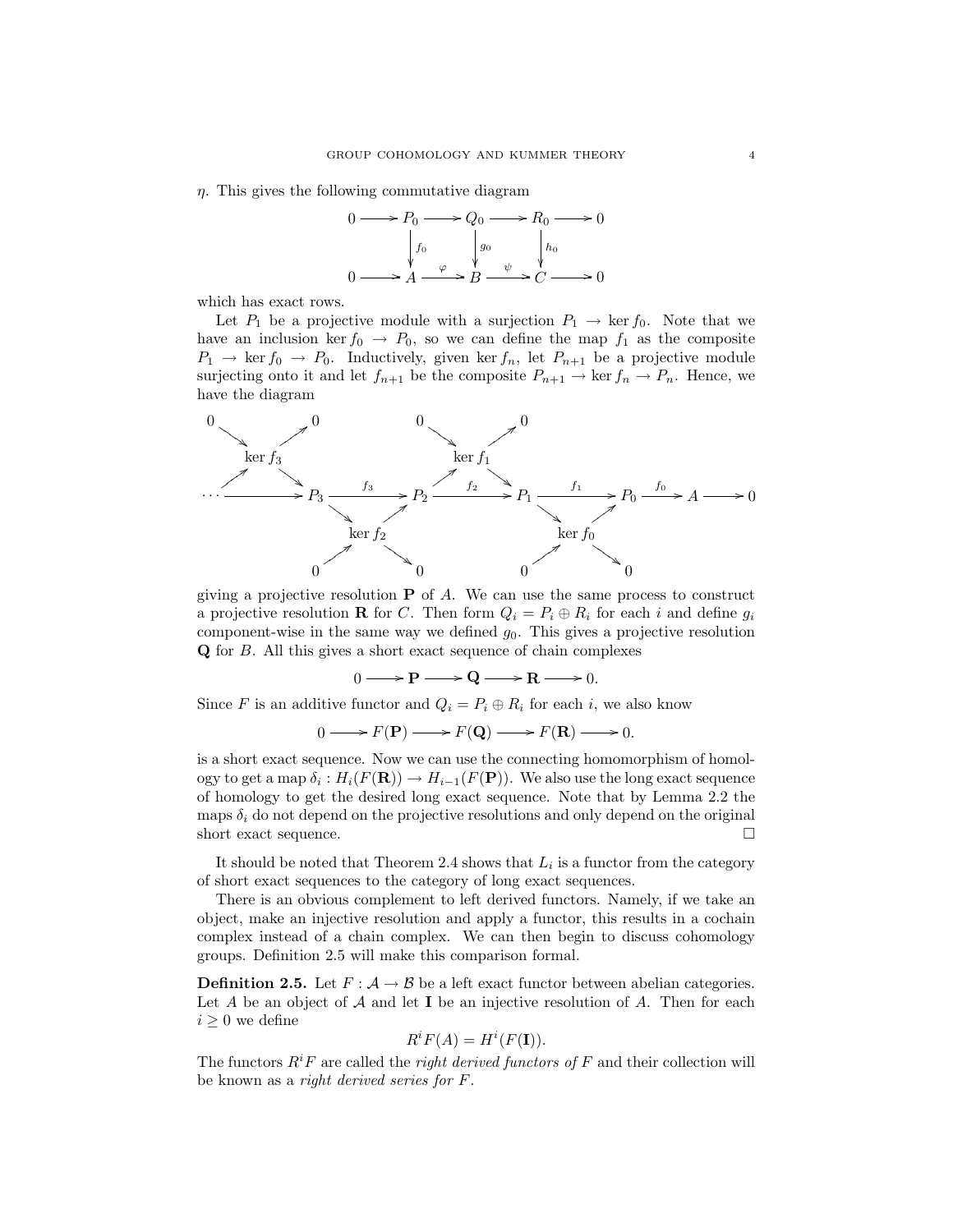$\eta$. This gives the following commutative diagram

$$
\begin{array}{ccccccccc}
0 & \longrightarrow & P_0 & \longrightarrow & Q_0 & \longrightarrow & R_0 & \longrightarrow & 0 \\
 & & \downarrow{\scriptstyle f_0} & & \downarrow{\scriptstyle g_0} & & \downarrow{\scriptstyle h_0} & & \\
0 & \longrightarrow & A & \xrightarrow{\varphi} & B & \xrightarrow{\psi} & C & \longrightarrow & 0
\end{array}
$$

which has exact rows.

Let $P_1$ be a projective module with a surjection $P_1 \to \ker f_0$. Note that we have an inclusion $\ker f_0 \to P_0$, so we can define the map $f_1$ as the composite $P_1 \to \ker f_0 \to P_0$. Inductively, given $\ker f_n$, let $P_{n+1}$ be a projective module surjecting onto it and let $f_{n+1}$ be the composite $P_{n+1} \to \ker f_n \to P_n$. Hence, we have the diagram

$$
\cdots \longrightarrow P_3 \xrightarrow{f_3} P_2 \xrightarrow{f_2} P_1 \xrightarrow{f_1} P_0 \xrightarrow{f_0} A \longrightarrow 0
$$

where each map $f_{n+1}$ factors as $P_{n+1} \to \ker f_n \to P_n$, with short exact sequences $0 \to \ker f_{n+1} \to P_{n+1} \to \ker f_n \to 0$,

giving a projective resolution $\mathbf{P}$ of $A$. We can use the same process to construct a projective resolution $\mathbf{R}$ for $C$. Then form $Q_i = P_i \oplus R_i$ for each $i$ and define $g_i$ component-wise in the same way we defined $g_0$. This gives a projective resolution $\mathbf{Q}$ for $B$. All this gives a short exact sequence of chain complexes

$$0 \longrightarrow \mathbf{P} \longrightarrow \mathbf{Q} \longrightarrow \mathbf{R} \longrightarrow 0.$$

Since $F$ is an additive functor and $Q_i = P_i \oplus R_i$ for each $i$, we also know

$$0 \longrightarrow F(\mathbf{P}) \longrightarrow F(\mathbf{Q}) \longrightarrow F(\mathbf{R}) \longrightarrow 0.$$

is a short exact sequence. Now we can use the connecting homomorphism of homology to get a map $\delta_i : H_i(F(\mathbf{R})) \to H_{i-1}(F(\mathbf{P}))$. We also use the long exact sequence of homology to get the desired long exact sequence. Note that by Lemma 2.2 the maps $\delta_i$ do not depend on the projective resolutions and only depend on the original short exact sequence. □

It should be noted that Theorem 2.4 shows that $L_i$ is a functor from the category of short exact sequences to the category of long exact sequences.

There is an obvious complement to left derived functors. Namely, if we take an object, make an injective resolution and apply a functor, this results in a cochain complex instead of a chain complex. We can then begin to discuss cohomology groups. Definition 2.5 will make this comparison formal.

**Definition 2.5.** Let $F : \mathcal{A} \to \mathcal{B}$ be a left exact functor between abelian categories. Let $A$ be an object of $\mathcal{A}$ and let $\mathbf{I}$ be an injective resolution of $A$. Then for each $i \geq 0$ we define

$$R^i F(A) = H^i(F(\mathbf{I})).$$

The functors $R^i F$ are called the *right derived functors of* $F$ and their collection will be known as a *right derived series for* $F$.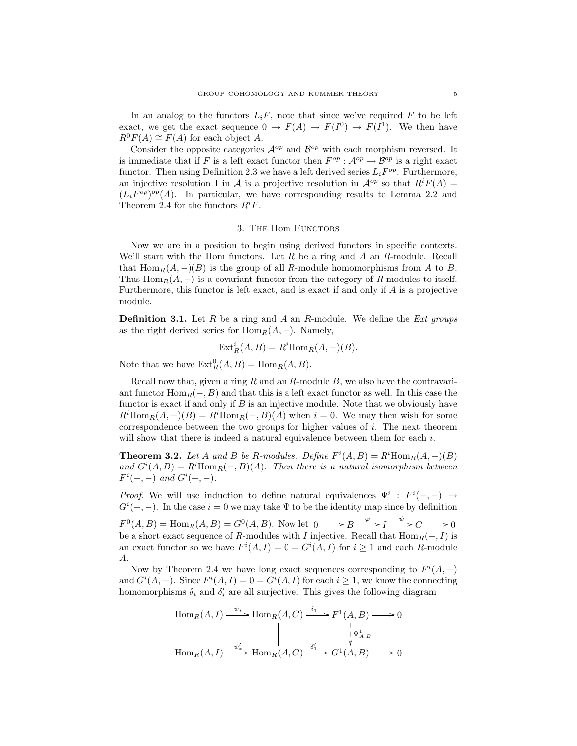In an analog to the functors $L_iF$, note that since we've required $F$ to be left exact, we get the exact sequence $0 \to F(A) \to F(I^0) \to F(I^1)$. We then have $R^0F(A) \cong F(A)$ for each object $A$.

Consider the opposite categories $\mathcal{A}^{op}$ and $\mathcal{B}^{op}$ with each morphism reversed. It is immediate that if $F$ is a left exact functor then $F^{op} : \mathcal{A}^{op} \to \mathcal{B}^{op}$ is a right exact functor. Then using Definition 2.3 we have a left derived series $L_iF^{op}$. Furthermore, an injective resolution $\mathbf{I}$ in $\mathcal{A}$ is a projective resolution in $\mathcal{A}^{op}$ so that $R^iF(A) = (L_iF^{op})^{op}(A)$. In particular, we have corresponding results to Lemma 2.2 and Theorem 2.4 for the functors $R^iF$.

## 3. The Hom Functors

Now we are in a position to begin using derived functors in specific contexts. We'll start with the Hom functors. Let $R$ be a ring and $A$ an $R$-module. Recall that $\mathrm{Hom}_R(A,-)(B)$ is the group of all $R$-module homomorphisms from $A$ to $B$. Thus $\mathrm{Hom}_R(A,-)$ is a covariant functor from the category of $R$-modules to itself. Furthermore, this functor is left exact, and is exact if and only if $A$ is a projective module.

**Definition 3.1.** Let $R$ be a ring and $A$ an $R$-module. We define the *Ext groups* as the right derived series for $\mathrm{Hom}_R(A,-)$. Namely,

$$\mathrm{Ext}^i_R(A,B) = R^i\mathrm{Hom}_R(A,-)(B).$$

Note that we have $\mathrm{Ext}^0_R(A,B) = \mathrm{Hom}_R(A,B)$.

Recall now that, given a ring $R$ and an $R$-module $B$, we also have the contravariant functor $\mathrm{Hom}_R(-,B)$ and that this is a left exact functor as well. In this case the functor is exact if and only if $B$ is an injective module. Note that we obviously have $R^i\mathrm{Hom}_R(A,-)(B) = R^i\mathrm{Hom}_R(-,B)(A)$ when $i = 0$. We may then wish for some correspondence between the two groups for higher values of $i$. The next theorem will show that there is indeed a natural equivalence between them for each $i$.

**Theorem 3.2.** *Let $A$ and $B$ be $R$-modules. Define $F^i(A,B) = R^i\mathrm{Hom}_R(A,-)(B)$ and $G^i(A,B) = R^i\mathrm{Hom}_R(-,B)(A)$. Then there is a natural isomorphism between $F^i(-,-)$ and $G^i(-,-)$.*

*Proof.* We will use induction to define natural equivalences $\Psi^i : F^i(-,-) \to G^i(-,-)$. In the case $i = 0$ we may take $\Psi$ to be the identity map since by definition $F^0(A,B) = \mathrm{Hom}_R(A,B) = G^0(A,B)$. Now let $0 \longrightarrow B \xrightarrow{\varphi} I \xrightarrow{\psi} C \longrightarrow 0$ be a short exact sequence of $R$-modules with $I$ injective. Recall that $\mathrm{Hom}_R(-,I)$ is an exact functor so we have $F^i(A,I) = 0 = G^i(A,I)$ for $i \geq 1$ and each $R$-module $A$.

Now by Theorem 2.4 we have long exact sequences corresponding to $F^i(A,-)$ and $G^i(A,-)$. Since $F^i(A,I) = 0 = G^i(A,I)$ for each $i \geq 1$, we know the connecting homomorphisms $\delta_i$ and $\delta'_i$ are all surjective. This gives the following diagram

$$\begin{array}{ccccccc}
\mathrm{Hom}_R(A,I) & \xrightarrow{\psi_*} & \mathrm{Hom}_R(A,C) & \xrightarrow{\delta_1} & F^1(A,B) & \longrightarrow & 0 \\
\| & & \| & & \downarrow \Psi^1_{A,B} & & \\
\mathrm{Hom}_R(A,I) & \xrightarrow{\psi'_*} & \mathrm{Hom}_R(A,C) & \xrightarrow{\delta'_1} & G^1(A,B) & \longrightarrow & 0
\end{array}$$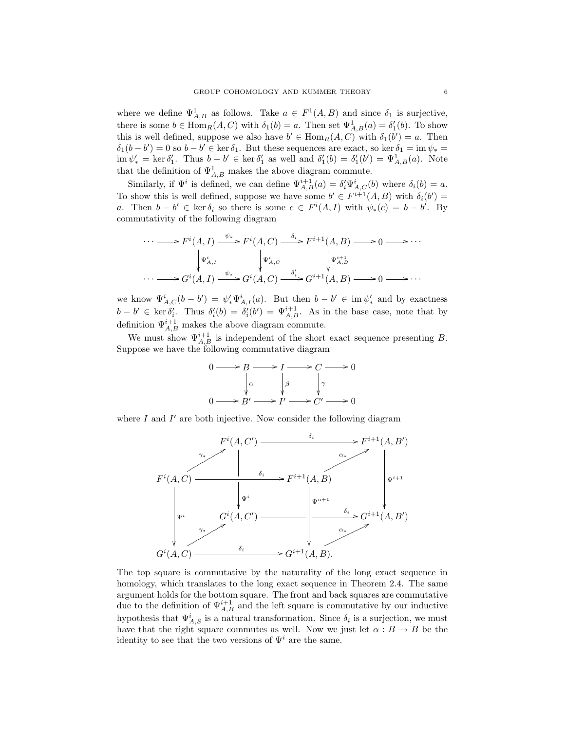where we define $\Psi^1_{A,B}$ as follows. Take $a \in F^1(A,B)$ and since $\delta_1$ is surjective, there is some $b \in \mathrm{Hom}_R(A,C)$ with $\delta_1(b) = a$. Then set $\Psi^1_{A,B}(a) = \delta'_1(b)$. To show this is well defined, suppose we also have $b' \in \mathrm{Hom}_R(A,C)$ with $\delta_1(b') = a$. Then $\delta_1(b - b') = 0$ so $b - b' \in \ker \delta_1$. But these sequences are exact, so $\ker \delta_1 = \mathrm{im}\, \psi_* = \mathrm{im}\, \psi'_* = \ker \delta'_1$. Thus $b - b' \in \ker \delta'_1$ as well and $\delta'_1(b) = \delta'_1(b') = \Psi^1_{A,B}(a)$. Note that the definition of $\Psi^1_{A,B}$ makes the above diagram commute.

Similarly, if $\Psi^i$ is defined, we can define $\Psi^{i+1}_{A,B}(a) = \delta'_i \Psi^i_{A,C}(b)$ where $\delta_i(b) = a$. To show this is well defined, suppose we have some $b' \in F^{i+1}(A,B)$ with $\delta_i(b') = a$. Then $b - b' \in \ker \delta_i$ so there is some $c \in F^i(A,I)$ with $\psi_*(c) = b - b'$. By commutativity of the following diagram

$$
\begin{array}{ccccccccc}
\cdots \longrightarrow & F^i(A,I) & \xrightarrow{\psi_*} & F^i(A,C) & \xrightarrow{\delta_i} & F^{i+1}(A,B) & \longrightarrow 0 \longrightarrow \cdots \\
& \downarrow{\scriptstyle \Psi^i_{A,I}} & & \downarrow{\scriptstyle \Psi^i_{A,C}} & & \downarrow{\scriptstyle \Psi^{i+1}_{A,B}} & \\
\cdots \longrightarrow & G^i(A,I) & \xrightarrow{\psi_*} & G^i(A,C) & \xrightarrow{\delta'_i} & G^{i+1}(A,B) & \longrightarrow 0 \longrightarrow \cdots
\end{array}
$$

we know $\Psi^i_{A,C}(b - b') = \psi'_* \Psi^i_{A,I}(a)$. But then $b - b' \in \mathrm{im}\, \psi'_*$ and by exactness $b - b' \in \ker \delta'_i$. Thus $\delta'_i(b) = \delta'_i(b') = \Psi^{i+1}_{A,B}$. As in the base case, note that by definition $\Psi^{i+1}_{A,B}$ makes the above diagram commute.

We must show $\Psi^{i+1}_{A,B}$ is independent of the short exact sequence presenting $B$. Suppose we have the following commutative diagram

$$
\begin{array}{ccccccccc}
0 \longrightarrow & B & \longrightarrow & I & \longrightarrow & C & \longrightarrow 0 \\
& \downarrow{\scriptstyle \alpha} & & \downarrow{\scriptstyle \beta} & & \downarrow{\scriptstyle \gamma} & \\
0 \longrightarrow & B' & \longrightarrow & I' & \longrightarrow & C' & \longrightarrow 0
\end{array}
$$

where $I$ and $I'$ are both injective. Now consider the following diagram

$$
\begin{array}{ccccccc}
& & F^i(A,C') & \xrightarrow{\delta_i} & & & F^{i+1}(A,B') \\
& \nearrow^{\gamma_*} & & & & \nearrow^{\alpha_*} & \\
F^i(A,C) & & \xrightarrow{\delta_i} & & F^{i+1}(A,B) & & \downarrow{\scriptstyle \Psi^{i+1}} \\
& & \downarrow{\scriptstyle \Psi^i} & & & & \\
\downarrow{\scriptstyle \Psi^i} & & G^i(A,C') & \longrightarrow & \downarrow{\scriptstyle \Psi^{n+1}} & \xrightarrow{\delta_i} & G^{i+1}(A,B') \\
& \nearrow^{\gamma_*} & & & & \nearrow^{\alpha_*} & \\
G^i(A,C) & & \xrightarrow{\delta_i} & & G^{i+1}(A,B). & &
\end{array}
$$

The top square is commutative by the naturality of the long exact sequence in homology, which translates to the long exact sequence in Theorem 2.4. The same argument holds for the bottom square. The front and back squares are commutative due to the definition of $\Psi^{i+1}_{A,B}$ and the left square is commutative by our inductive hypothesis that $\Psi^i_{A,S}$ is a natural transformation. Since $\delta_i$ is a surjection, we must have that the right square commutes as well. Now we just let $\alpha : B \to B$ be the identity to see that the two versions of $\Psi^i$ are the same.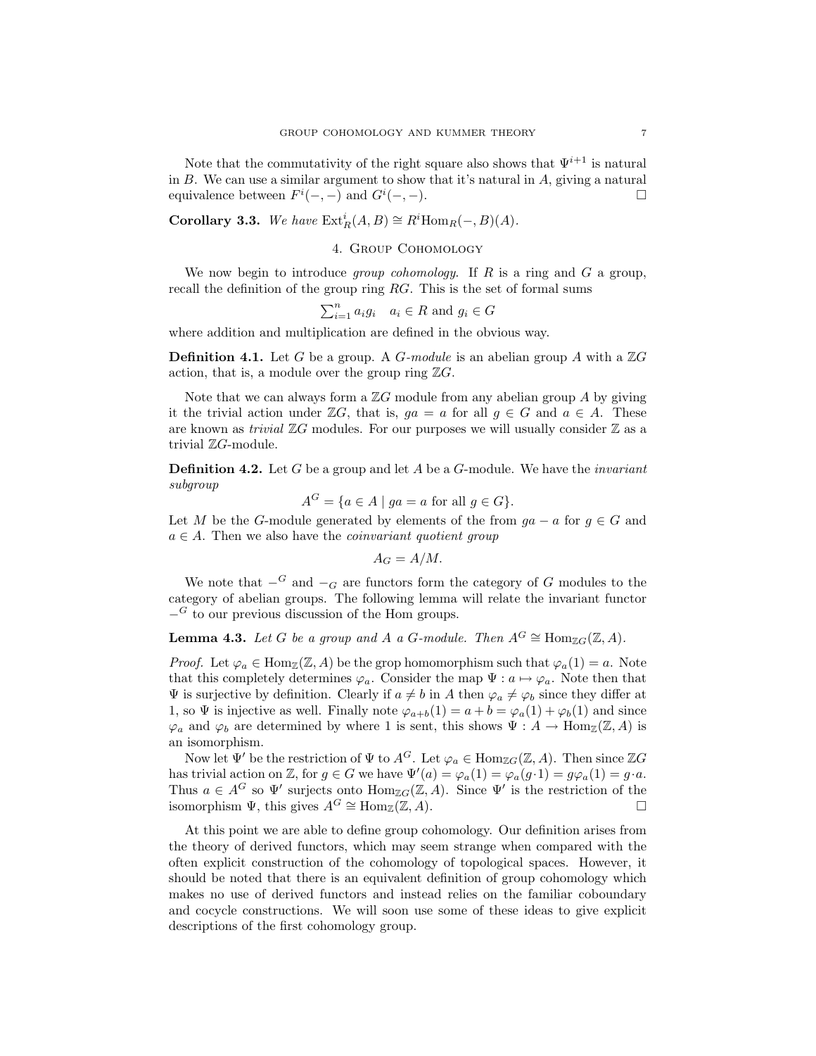Note that the commutativity of the right square also shows that $\Psi^{i+1}$ is natural in $B$. We can use a similar argument to show that it's natural in $A$, giving a natural equivalence between $F^i(-,-)$ and $G^i(-,-)$. $\square$

**Corollary 3.3.** *We have* $\mathrm{Ext}^i_R(A,B) \cong R^i\mathrm{Hom}_R(-,B)(A)$.

## 4. Group Cohomology

We now begin to introduce *group cohomology*. If $R$ is a ring and $G$ a group, recall the definition of the group ring $RG$. This is the set of formal sums

$$\textstyle\sum_{i=1}^n a_i g_i \quad a_i \in R \text{ and } g_i \in G$$

where addition and multiplication are defined in the obvious way.

**Definition 4.1.** Let $G$ be a group. A *$G$-module* is an abelian group $A$ with a $\mathbb{Z}G$ action, that is, a module over the group ring $\mathbb{Z}G$.

Note that we can always form a $\mathbb{Z}G$ module from any abelian group $A$ by giving it the trivial action under $\mathbb{Z}G$, that is, $ga = a$ for all $g \in G$ and $a \in A$. These are known as *trivial* $\mathbb{Z}G$ modules. For our purposes we will usually consider $\mathbb{Z}$ as a trivial $\mathbb{Z}G$-module.

**Definition 4.2.** Let $G$ be a group and let $A$ be a $G$-module. We have the *invariant subgroup*

$$A^G = \{a \in A \mid ga = a \text{ for all } g \in G\}.$$

Let $M$ be the $G$-module generated by elements of the from $ga - a$ for $g \in G$ and $a \in A$. Then we also have the *coinvariant quotient group*

$$A_G = A/M.$$

We note that $-^G$ and $-_G$ are functors form the category of $G$ modules to the category of abelian groups. The following lemma will relate the invariant functor $-^G$ to our previous discussion of the Hom groups.

**Lemma 4.3.** *Let $G$ be a group and $A$ a $G$-module. Then $A^G \cong \mathrm{Hom}_{\mathbb{Z}G}(\mathbb{Z}, A)$.*

*Proof.* Let $\varphi_a \in \mathrm{Hom}_{\mathbb{Z}}(\mathbb{Z}, A)$ be the grop homomorphism such that $\varphi_a(1) = a$. Note that this completely determines $\varphi_a$. Consider the map $\Psi : a \mapsto \varphi_a$. Note then that $\Psi$ is surjective by definition. Clearly if $a \neq b$ in $A$ then $\varphi_a \neq \varphi_b$ since they differ at 1, so $\Psi$ is injective as well. Finally note $\varphi_{a+b}(1) = a + b = \varphi_a(1) + \varphi_b(1)$ and since $\varphi_a$ and $\varphi_b$ are determined by where 1 is sent, this shows $\Psi : A \to \mathrm{Hom}_{\mathbb{Z}}(\mathbb{Z}, A)$ is an isomorphism.

Now let $\Psi'$ be the restriction of $\Psi$ to $A^G$. Let $\varphi_a \in \mathrm{Hom}_{\mathbb{Z}G}(\mathbb{Z}, A)$. Then since $\mathbb{Z}G$ has trivial action on $\mathbb{Z}$, for $g \in G$ we have $\Psi'(a) = \varphi_a(1) = \varphi_a(g \cdot 1) = g\varphi_a(1) = g \cdot a$. Thus $a \in A^G$ so $\Psi'$ surjects onto $\mathrm{Hom}_{\mathbb{Z}G}(\mathbb{Z}, A)$. Since $\Psi'$ is the restriction of the isomorphism $\Psi$, this gives $A^G \cong \mathrm{Hom}_{\mathbb{Z}}(\mathbb{Z}, A)$. $\square$

At this point we are able to define group cohomology. Our definition arises from the theory of derived functors, which may seem strange when compared with the often explicit construction of the cohomology of topological spaces. However, it should be noted that there is an equivalent definition of group cohomology which makes no use of derived functors and instead relies on the familiar coboundary and cocycle constructions. We will soon use some of these ideas to give explicit descriptions of the first cohomology group.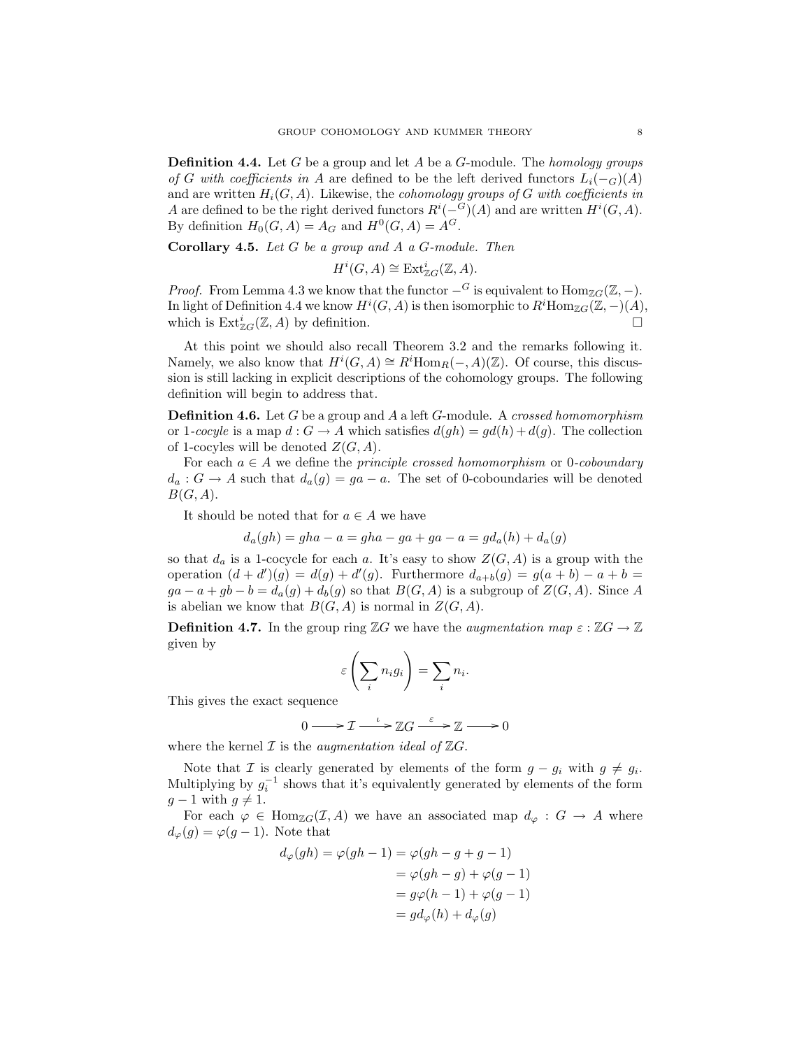**Definition 4.4.** Let $G$ be a group and let $A$ be a $G$-module. The *homology groups of $G$ with coefficients in $A$* are defined to be the left derived functors $L_i(-_G)(A)$ and are written $H_i(G, A)$. Likewise, the *cohomology groups of $G$ with coefficients in $A$* are defined to be the right derived functors $R^i(-^G)(A)$ and are written $H^i(G, A)$. By definition $H_0(G, A) = A_G$ and $H^0(G, A) = A^G$.

**Corollary 4.5.** *Let $G$ be a group and $A$ a $G$-module. Then*

$$H^i(G, A) \cong \mathrm{Ext}^i_{\mathbb{Z}G}(\mathbb{Z}, A).$$

*Proof.* From Lemma 4.3 we know that the functor $-^G$ is equivalent to $\mathrm{Hom}_{\mathbb{Z}G}(\mathbb{Z}, -)$. In light of Definition 4.4 we know $H^i(G, A)$ is then isomorphic to $R^i\mathrm{Hom}_{\mathbb{Z}G}(\mathbb{Z}, -)(A)$, which is $\mathrm{Ext}^i_{\mathbb{Z}G}(\mathbb{Z}, A)$ by definition. $\square$

At this point we should also recall Theorem 3.2 and the remarks following it. Namely, we also know that $H^i(G, A) \cong R^i\mathrm{Hom}_R(-, A)(\mathbb{Z})$. Of course, this discussion is still lacking in explicit descriptions of the cohomology groups. The following definition will begin to address that.

**Definition 4.6.** Let $G$ be a group and $A$ a left $G$-module. A *crossed homomorphism* or *1-cocyle* is a map $d : G \to A$ which satisfies $d(gh) = gd(h) + d(g)$. The collection of 1-cocyles will be denoted $Z(G, A)$.

For each $a \in A$ we define the *principle crossed homomorphism* or *0-coboundary* $d_a : G \to A$ such that $d_a(g) = ga - a$. The set of 0-coboundaries will be denoted $B(G, A)$.

It should be noted that for $a \in A$ we have

$$d_a(gh) = gha - a = gha - ga + ga - a = gd_a(h) + d_a(g)$$

so that $d_a$ is a 1-cocycle for each $a$. It's easy to show $Z(G, A)$ is a group with the operation $(d + d')(g) = d(g) + d'(g)$. Furthermore $d_{a+b}(g) = g(a + b) - a + b = ga - a + gb - b = d_a(g) + d_b(g)$ so that $B(G, A)$ is a subgroup of $Z(G, A)$. Since $A$ is abelian we know that $B(G, A)$ is normal in $Z(G, A)$.

**Definition 4.7.** In the group ring $\mathbb{Z}G$ we have the *augmentation map* $\varepsilon : \mathbb{Z}G \to \mathbb{Z}$ given by

$$\varepsilon\left(\sum_i n_i g_i\right) = \sum_i n_i.$$

This gives the exact sequence

$$0 \longrightarrow \mathcal{I} \xrightarrow{\iota} \mathbb{Z}G \xrightarrow{\varepsilon} \mathbb{Z} \longrightarrow 0$$

where the kernel $\mathcal{I}$ is the *augmentation ideal of $\mathbb{Z}G$*.

Note that $\mathcal{I}$ is clearly generated by elements of the form $g - g_i$ with $g \neq g_i$. Multiplying by $g_i^{-1}$ shows that it's equivalently generated by elements of the form $g - 1$ with $g \neq 1$.

For each $\varphi \in \mathrm{Hom}_{\mathbb{Z}G}(\mathcal{I}, A)$ we have an associated map $d_\varphi : G \to A$ where $d_\varphi(g) = \varphi(g - 1)$. Note that

$$\begin{aligned}
d_\varphi(gh) = \varphi(gh - 1) &= \varphi(gh - g + g - 1) \\
&= \varphi(gh - g) + \varphi(g - 1) \\
&= g\varphi(h - 1) + \varphi(g - 1) \\
&= gd_\varphi(h) + d_\varphi(g)
\end{aligned}$$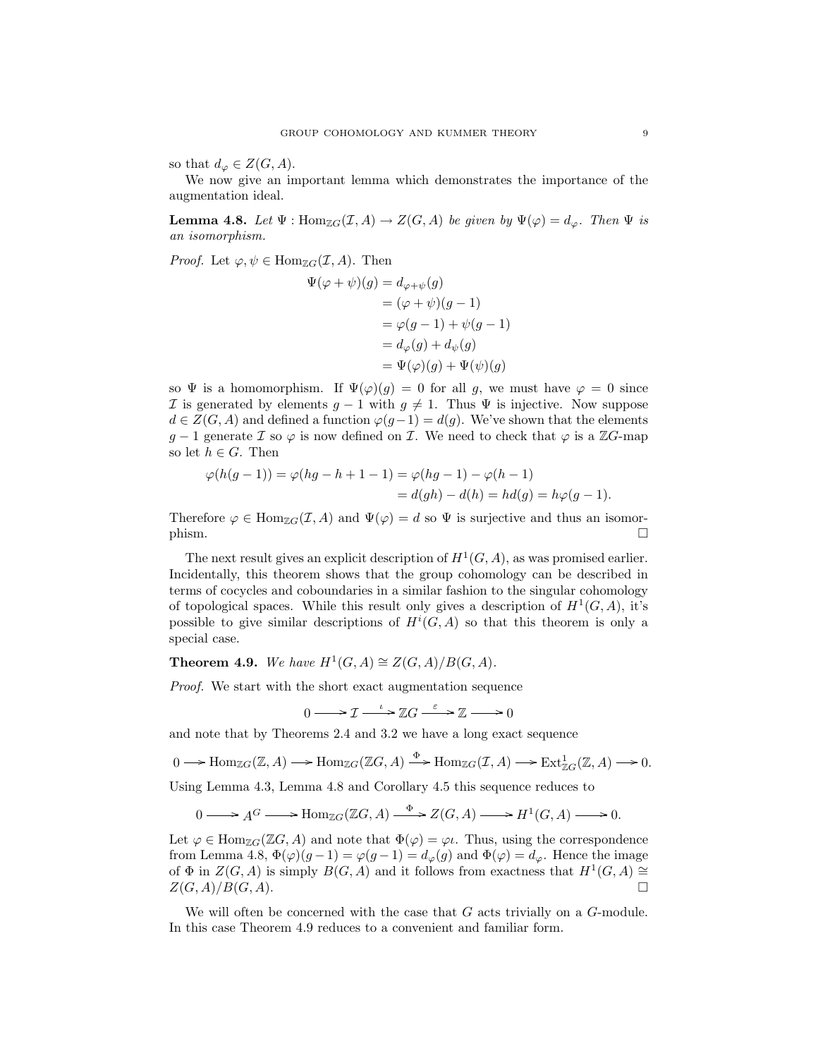so that $d_\varphi \in Z(G, A)$.

We now give an important lemma which demonstrates the importance of the augmentation ideal.

**Lemma 4.8.** *Let $\Psi : \operatorname{Hom}_{\mathbb{Z}G}(\mathcal{I}, A) \to Z(G, A)$ be given by $\Psi(\varphi) = d_\varphi$. Then $\Psi$ is an isomorphism.*

*Proof.* Let $\varphi, \psi \in \operatorname{Hom}_{\mathbb{Z}G}(\mathcal{I}, A)$. Then

$$\begin{aligned}
\Psi(\varphi + \psi)(g) &= d_{\varphi+\psi}(g) \\
&= (\varphi + \psi)(g - 1) \\
&= \varphi(g - 1) + \psi(g - 1) \\
&= d_\varphi(g) + d_\psi(g) \\
&= \Psi(\varphi)(g) + \Psi(\psi)(g)
\end{aligned}$$

so $\Psi$ is a homomorphism. If $\Psi(\varphi)(g) = 0$ for all $g$, we must have $\varphi = 0$ since $\mathcal{I}$ is generated by elements $g - 1$ with $g \neq 1$. Thus $\Psi$ is injective. Now suppose $d \in Z(G, A)$ and defined a function $\varphi(g-1) = d(g)$. We've shown that the elements $g - 1$ generate $\mathcal{I}$ so $\varphi$ is now defined on $\mathcal{I}$. We need to check that $\varphi$ is a $\mathbb{Z}G$-map so let $h \in G$. Then

$$\begin{aligned}
\varphi(h(g - 1)) = \varphi(hg - h + 1 - 1) &= \varphi(hg - 1) - \varphi(h - 1) \\
&= d(gh) - d(h) = hd(g) = h\varphi(g - 1).
\end{aligned}$$

Therefore $\varphi \in \operatorname{Hom}_{\mathbb{Z}G}(\mathcal{I}, A)$ and $\Psi(\varphi) = d$ so $\Psi$ is surjective and thus an isomorphism. $\square$

The next result gives an explicit description of $H^1(G, A)$, as was promised earlier. Incidentally, this theorem shows that the group cohomology can be described in terms of cocycles and coboundaries in a similar fashion to the singular cohomology of topological spaces. While this result only gives a description of $H^1(G, A)$, it's possible to give similar descriptions of $H^i(G, A)$ so that this theorem is only a special case.

**Theorem 4.9.** *We have $H^1(G, A) \cong Z(G, A)/B(G, A)$.*

*Proof.* We start with the short exact augmentation sequence

$$0 \longrightarrow \mathcal{I} \xrightarrow{\ \iota\ } \mathbb{Z}G \xrightarrow{\ \varepsilon\ } \mathbb{Z} \longrightarrow 0$$

and note that by Theorems 2.4 and 3.2 we have a long exact sequence

$$0 \longrightarrow \operatorname{Hom}_{\mathbb{Z}G}(\mathbb{Z}, A) \longrightarrow \operatorname{Hom}_{\mathbb{Z}G}(\mathbb{Z}G, A) \xrightarrow{\ \Phi\ } \operatorname{Hom}_{\mathbb{Z}G}(\mathcal{I}, A) \longrightarrow \operatorname{Ext}^1_{\mathbb{Z}G}(\mathbb{Z}, A) \longrightarrow 0.$$

Using Lemma 4.3, Lemma 4.8 and Corollary 4.5 this sequence reduces to

$$0 \longrightarrow A^G \longrightarrow \operatorname{Hom}_{\mathbb{Z}G}(\mathbb{Z}G, A) \xrightarrow{\ \Phi\ } Z(G, A) \longrightarrow H^1(G, A) \longrightarrow 0.$$

Let $\varphi \in \operatorname{Hom}_{\mathbb{Z}G}(\mathbb{Z}G, A)$ and note that $\Phi(\varphi) = \varphi\iota$. Thus, using the correspondence from Lemma 4.8, $\Phi(\varphi)(g-1) = \varphi(g-1) = d_\varphi(g)$ and $\Phi(\varphi) = d_\varphi$. Hence the image of $\Phi$ in $Z(G, A)$ is simply $B(G, A)$ and it follows from exactness that $H^1(G, A) \cong Z(G, A)/B(G, A)$. $\square$

We will often be concerned with the case that $G$ acts trivially on a $G$-module. In this case Theorem 4.9 reduces to a convenient and familiar form.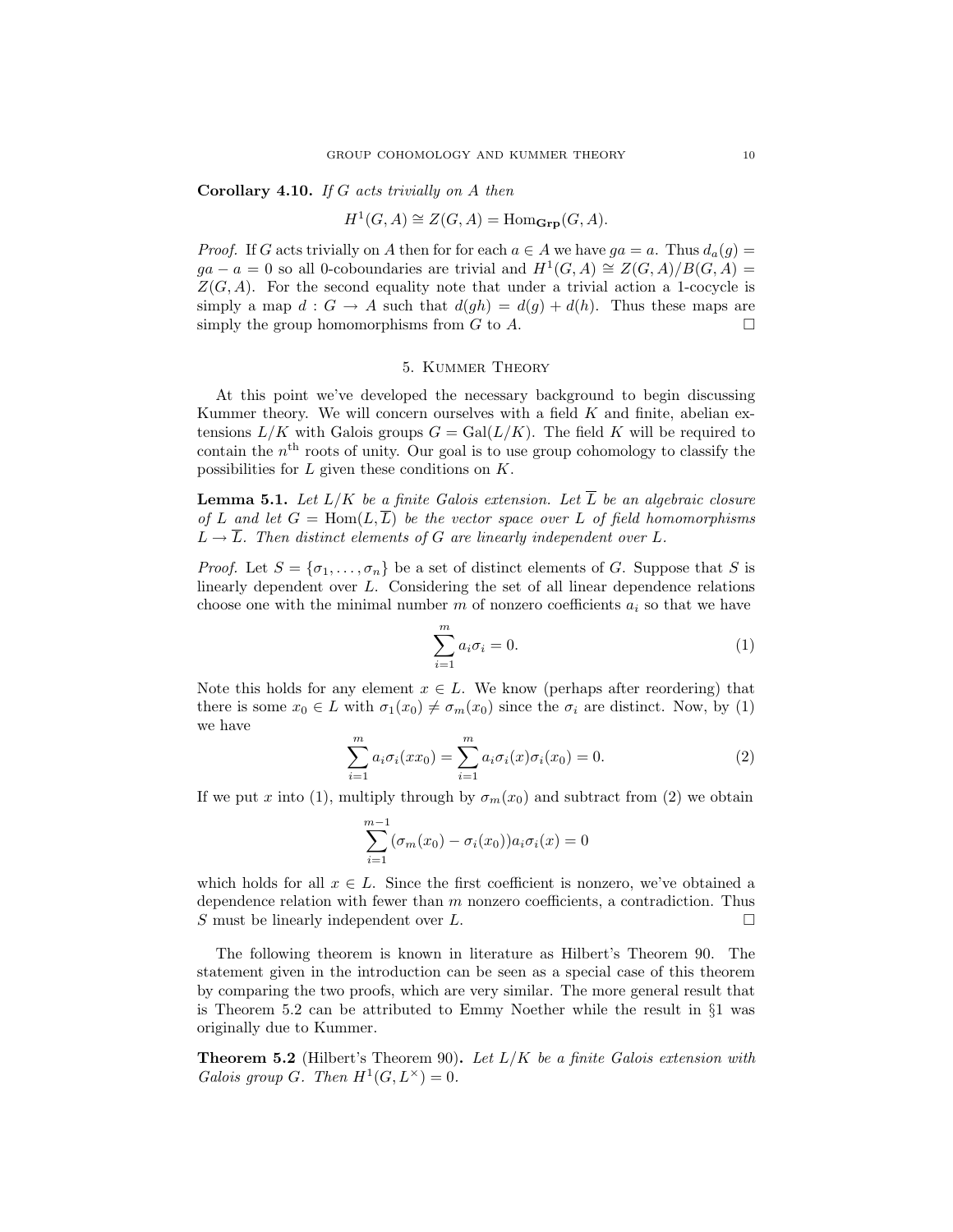**Corollary 4.10.** *If $G$ acts trivially on $A$ then*

$$H^1(G, A) \cong Z(G, A) = \mathrm{Hom}_{\mathbf{Grp}}(G, A).$$

*Proof.* If $G$ acts trivially on $A$ then for for each $a \in A$ we have $ga = a$. Thus $d_a(g) = ga - a = 0$ so all 0-coboundaries are trivial and $H^1(G, A) \cong Z(G, A)/B(G, A) = Z(G, A)$. For the second equality note that under a trivial action a 1-cocycle is simply a map $d : G \to A$ such that $d(gh) = d(g) + d(h)$. Thus these maps are simply the group homomorphisms from $G$ to $A$. □

## 5. Kummer Theory

At this point we've developed the necessary background to begin discussing Kummer theory. We will concern ourselves with a field $K$ and finite, abelian extensions $L/K$ with Galois groups $G = \mathrm{Gal}(L/K)$. The field $K$ will be required to contain the $n^{\text{th}}$ roots of unity. Our goal is to use group cohomology to classify the possibilities for $L$ given these conditions on $K$.

**Lemma 5.1.** *Let $L/K$ be a finite Galois extension. Let $\overline{L}$ be an algebraic closure of $L$ and let $G = \mathrm{Hom}(L, \overline{L})$ be the vector space over $L$ of field homomorphisms $L \to \overline{L}$. Then distinct elements of $G$ are linearly independent over $L$.*

*Proof.* Let $S = \{\sigma_1, \ldots, \sigma_n\}$ be a set of distinct elements of $G$. Suppose that $S$ is linearly dependent over $L$. Considering the set of all linear dependence relations choose one with the minimal number $m$ of nonzero coefficients $a_i$ so that we have

$$\sum_{i=1}^{m} a_i \sigma_i = 0. \tag{1}$$

Note this holds for any element $x \in L$. We know (perhaps after reordering) that there is some $x_0 \in L$ with $\sigma_1(x_0) \neq \sigma_m(x_0)$ since the $\sigma_i$ are distinct. Now, by (1) we have

$$\sum_{i=1}^{m} a_i \sigma_i(x x_0) = \sum_{i=1}^{m} a_i \sigma_i(x) \sigma_i(x_0) = 0. \tag{2}$$

If we put $x$ into (1), multiply through by $\sigma_m(x_0)$ and subtract from (2) we obtain

$$\sum_{i=1}^{m-1} (\sigma_m(x_0) - \sigma_i(x_0)) a_i \sigma_i(x) = 0$$

which holds for all $x \in L$. Since the first coefficient is nonzero, we've obtained a dependence relation with fewer than $m$ nonzero coefficients, a contradiction. Thus $S$ must be linearly independent over $L$. □

The following theorem is known in literature as Hilbert's Theorem 90. The statement given in the introduction can be seen as a special case of this theorem by comparing the two proofs, which are very similar. The more general result that is Theorem 5.2 can be attributed to Emmy Noether while the result in §1 was originally due to Kummer.

**Theorem 5.2** (Hilbert's Theorem 90)**.** *Let $L/K$ be a finite Galois extension with Galois group $G$. Then $H^1(G, L^\times) = 0$.*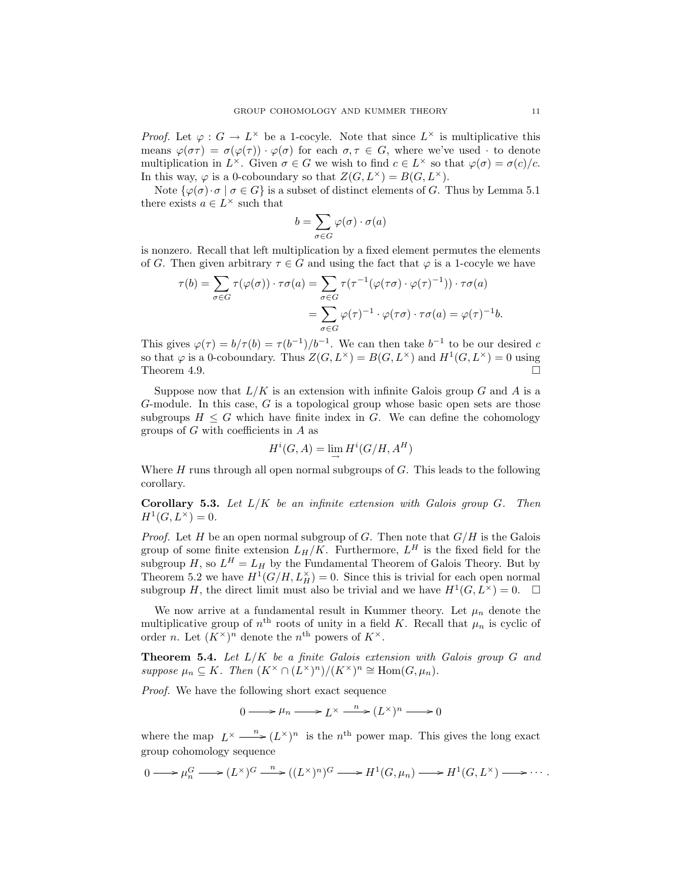*Proof.* Let $\varphi : G \to L^\times$ be a 1-cocyle. Note that since $L^\times$ is multiplicative this means $\varphi(\sigma\tau) = \sigma(\varphi(\tau)) \cdot \varphi(\sigma)$ for each $\sigma, \tau \in G$, where we've used $\cdot$ to denote multiplication in $L^\times$. Given $\sigma \in G$ we wish to find $c \in L^\times$ so that $\varphi(\sigma) = \sigma(c)/c$. In this way, $\varphi$ is a 0-coboundary so that $Z(G, L^\times) = B(G, L^\times)$.

Note $\{\varphi(\sigma) \cdot \sigma \mid \sigma \in G\}$ is a subset of distinct elements of $G$. Thus by Lemma 5.1 there exists $a \in L^\times$ such that

$$b = \sum_{\sigma \in G} \varphi(\sigma) \cdot \sigma(a)$$

is nonzero. Recall that left multiplication by a fixed element permutes the elements of $G$. Then given arbitrary $\tau \in G$ and using the fact that $\varphi$ is a 1-cocyle we have

$$\begin{aligned}
\tau(b) = \sum_{\sigma \in G} \tau(\varphi(\sigma)) \cdot \tau\sigma(a) &= \sum_{\sigma \in G} \tau(\tau^{-1}(\varphi(\tau\sigma) \cdot \varphi(\tau)^{-1})) \cdot \tau\sigma(a) \\
&= \sum_{\sigma \in G} \varphi(\tau)^{-1} \cdot \varphi(\tau\sigma) \cdot \tau\sigma(a) = \varphi(\tau)^{-1} b.
\end{aligned}$$

This gives $\varphi(\tau) = b/\tau(b) = \tau(b^{-1})/b^{-1}$. We can then take $b^{-1}$ to be our desired $c$ so that $\varphi$ is a 0-coboundary. Thus $Z(G, L^\times) = B(G, L^\times)$ and $H^1(G, L^\times) = 0$ using Theorem 4.9. $\square$

Suppose now that $L/K$ is an extension with infinite Galois group $G$ and $A$ is a $G$-module. In this case, $G$ is a topological group whose basic open sets are those subgroups $H \leq G$ which have finite index in $G$. We can define the cohomology groups of $G$ with coefficients in $A$ as

$$H^i(G, A) = \lim_{\to} H^i(G/H, A^H)$$

Where $H$ runs through all open normal subgroups of $G$. This leads to the following corollary.

**Corollary 5.3.** *Let $L/K$ be an infinite extension with Galois group $G$. Then $H^1(G, L^\times) = 0$.*

*Proof.* Let $H$ be an open normal subgroup of $G$. Then note that $G/H$ is the Galois group of some finite extension $L_H/K$. Furthermore, $L^H$ is the fixed field for the subgroup $H$, so $L^H = L_H$ by the Fundamental Theorem of Galois Theory. But by Theorem 5.2 we have $H^1(G/H, L_H^\times) = 0$. Since this is trivial for each open normal subgroup $H$, the direct limit must also be trivial and we have $H^1(G, L^\times) = 0$. $\square$

We now arrive at a fundamental result in Kummer theory. Let $\mu_n$ denote the multiplicative group of $n^{\text{th}}$ roots of unity in a field $K$. Recall that $\mu_n$ is cyclic of order $n$. Let $(K^\times)^n$ denote the $n^{\text{th}}$ powers of $K^\times$.

**Theorem 5.4.** *Let $L/K$ be a finite Galois extension with Galois group $G$ and suppose $\mu_n \subseteq K$. Then $(K^\times \cap (L^\times)^n)/(K^\times)^n \cong \operatorname{Hom}(G, \mu_n)$.*

*Proof.* We have the following short exact sequence

$$0 \longrightarrow \mu_n \longrightarrow L^\times \xrightarrow{\ n\ } (L^\times)^n \longrightarrow 0$$

where the map $L^\times \xrightarrow{\ n\ } (L^\times)^n$ is the $n^{\text{th}}$ power map. This gives the long exact group cohomology sequence

$$0 \longrightarrow \mu_n^G \longrightarrow (L^\times)^G \xrightarrow{\ n\ } ((L^\times)^n)^G \longrightarrow H^1(G, \mu_n) \longrightarrow H^1(G, L^\times) \longrightarrow \cdots.$$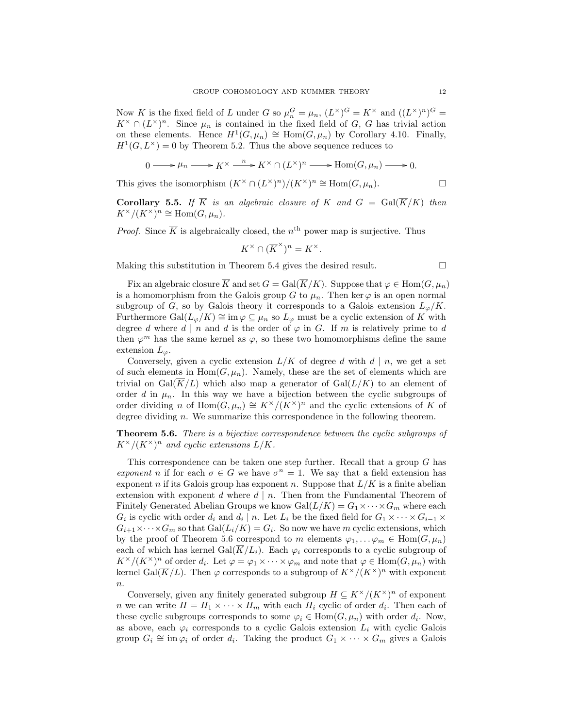Now $K$ is the fixed field of $L$ under $G$ so $\mu_n^G = \mu_n$, $(L^\times)^G = K^\times$ and $((L^\times)^n)^G = K^\times \cap (L^\times)^n$. Since $\mu_n$ is contained in the fixed field of $G$, $G$ has trivial action on these elements. Hence $H^1(G, \mu_n) \cong \mathrm{Hom}(G, \mu_n)$ by Corollary 4.10. Finally, $H^1(G, L^\times) = 0$ by Theorem 5.2. Thus the above sequence reduces to

$$0 \longrightarrow \mu_n \longrightarrow K^\times \xrightarrow{\ n\ } K^\times \cap (L^\times)^n \longrightarrow \mathrm{Hom}(G, \mu_n) \longrightarrow 0.$$

This gives the isomorphism $(K^\times \cap (L^\times)^n)/(K^\times)^n \cong \mathrm{Hom}(G, \mu_n)$. $\square$

**Corollary 5.5.** *If $\overline{K}$ is an algebraic closure of $K$ and $G = \mathrm{Gal}(\overline{K}/K)$ then $K^\times/(K^\times)^n \cong \mathrm{Hom}(G, \mu_n)$.*

*Proof.* Since $\overline{K}$ is algebraically closed, the $n^{\text{th}}$ power map is surjective. Thus

$$K^\times \cap (\overline{K}^\times)^n = K^\times.$$

Making this substitution in Theorem 5.4 gives the desired result. $\square$

Fix an algebraic closure $\overline{K}$ and set $G = \mathrm{Gal}(\overline{K}/K)$. Suppose that $\varphi \in \mathrm{Hom}(G, \mu_n)$ is a homomorphism from the Galois group $G$ to $\mu_n$. Then $\ker \varphi$ is an open normal subgroup of $G$, so by Galois theory it corresponds to a Galois extension $L_\varphi/K$. Furthermore $\mathrm{Gal}(L_\varphi/K) \cong \mathrm{im}\,\varphi \subseteq \mu_n$ so $L_\varphi$ must be a cyclic extension of $K$ with degree $d$ where $d \mid n$ and $d$ is the order of $\varphi$ in $G$. If $m$ is relatively prime to $d$ then $\varphi^m$ has the same kernel as $\varphi$, so these two homomorphisms define the same extension $L_\varphi$.

Conversely, given a cyclic extension $L/K$ of degree $d$ with $d \mid n$, we get a set of such elements in $\mathrm{Hom}(G, \mu_n)$. Namely, these are the set of elements which are trivial on $\mathrm{Gal}(\overline{K}/L)$ which also map a generator of $\mathrm{Gal}(L/K)$ to an element of order $d$ in $\mu_n$. In this way we have a bijection between the cyclic subgroups of order dividing $n$ of $\mathrm{Hom}(G, \mu_n) \cong K^\times/(K^\times)^n$ and the cyclic extensions of $K$ of degree dividing $n$. We summarize this correspondence in the following theorem.

**Theorem 5.6.** *There is a bijective correspondence between the cyclic subgroups of $K^\times/(K^\times)^n$ and cyclic extensions $L/K$.*

This correspondence can be taken one step further. Recall that a group $G$ has *exponent* $n$ if for each $\sigma \in G$ we have $\sigma^n = 1$. We say that a field extension has exponent $n$ if its Galois group has exponent $n$. Suppose that $L/K$ is a finite abelian extension with exponent $d$ where $d \mid n$. Then from the Fundamental Theorem of Finitely Generated Abelian Groups we know $\mathrm{Gal}(L/K) = G_1 \times \cdots \times G_m$ where each $G_i$ is cyclic with order $d_i$ and $d_i \mid n$. Let $L_i$ be the fixed field for $G_1 \times \cdots \times G_{i-1} \times G_{i+1} \times \cdots \times G_m$ so that $\mathrm{Gal}(L_i/K) = G_i$. So now we have $m$ cyclic extensions, which by the proof of Theorem 5.6 correspond to $m$ elements $\varphi_1, \ldots \varphi_m \in \mathrm{Hom}(G, \mu_n)$ each of which has kernel $\mathrm{Gal}(\overline{K}/L_i)$. Each $\varphi_i$ corresponds to a cyclic subgroup of $K^\times/(K^\times)^n$ of order $d_i$. Let $\varphi = \varphi_1 \times \cdots \times \varphi_m$ and note that $\varphi \in \mathrm{Hom}(G, \mu_n)$ with kernel $\mathrm{Gal}(\overline{K}/L)$. Then $\varphi$ corresponds to a subgroup of $K^\times/(K^\times)^n$ with exponent $n$.

Conversely, given any finitely generated subgroup $H \subseteq K^\times/(K^\times)^n$ of exponent $n$ we can write $H = H_1 \times \cdots \times H_m$ with each $H_i$ cyclic of order $d_i$. Then each of these cyclic subgroups corresponds to some $\varphi_i \in \mathrm{Hom}(G, \mu_n)$ with order $d_i$. Now, as above, each $\varphi_i$ corresponds to a cyclic Galois extension $L_i$ with cyclic Galois group $G_i \cong \mathrm{im}\,\varphi_i$ of order $d_i$. Taking the product $G_1 \times \cdots \times G_m$ gives a Galois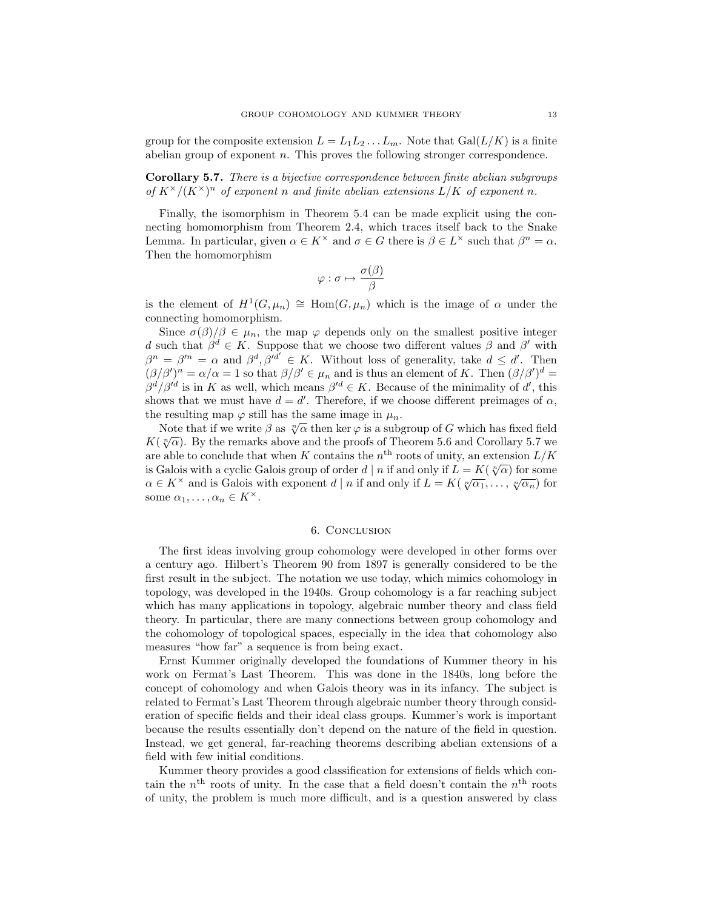group for the composite extension $L = L_1 L_2 \dots L_m$. Note that $\mathrm{Gal}(L/K)$ is a finite abelian group of exponent $n$. This proves the following stronger correspondence.

**Corollary 5.7.** *There is a bijective correspondence between finite abelian subgroups of $K^\times/(K^\times)^n$ of exponent $n$ and finite abelian extensions $L/K$ of exponent $n$.*

Finally, the isomorphism in Theorem 5.4 can be made explicit using the connecting homomorphism from Theorem 2.4, which traces itself back to the Snake Lemma. In particular, given $\alpha \in K^\times$ and $\sigma \in G$ there is $\beta \in L^\times$ such that $\beta^n = \alpha$. Then the homomorphism

$$\varphi : \sigma \mapsto \frac{\sigma(\beta)}{\beta}$$

is the element of $H^1(G, \mu_n) \cong \mathrm{Hom}(G, \mu_n)$ which is the image of $\alpha$ under the connecting homomorphism.

Since $\sigma(\beta)/\beta \in \mu_n$, the map $\varphi$ depends only on the smallest positive integer $d$ such that $\beta^d \in K$. Suppose that we choose two different values $\beta$ and $\beta'$ with $\beta^n = \beta'^n = \alpha$ and $\beta^d, \beta'^{d'} \in K$. Without loss of generality, take $d \le d'$. Then $(\beta/\beta')^n = \alpha/\alpha = 1$ so that $\beta/\beta' \in \mu_n$ and is thus an element of $K$. Then $(\beta/\beta')^d = \beta^d/\beta'^d$ is in $K$ as well, which means $\beta'^d \in K$. Because of the minimality of $d'$, this shows that we must have $d = d'$. Therefore, if we choose different preimages of $\alpha$, the resulting map $\varphi$ still has the same image in $\mu_n$.

Note that if we write $\beta$ as $\sqrt[n]{\alpha}$ then $\ker \varphi$ is a subgroup of $G$ which has fixed field $K(\sqrt[n]{\alpha})$. By the remarks above and the proofs of Theorem 5.6 and Corollary 5.7 we are able to conclude that when $K$ contains the $n^{\text{th}}$ roots of unity, an extension $L/K$ is Galois with a cyclic Galois group of order $d \mid n$ if and only if $L = K(\sqrt[n]{\alpha})$ for some $\alpha \in K^\times$ and is Galois with exponent $d \mid n$ if and only if $L = K(\sqrt[n]{\alpha_1}, \dots, \sqrt[n]{\alpha_n})$ for some $\alpha_1, \dots, \alpha_n \in K^\times$.

## 6. Conclusion

The first ideas involving group cohomology were developed in other forms over a century ago. Hilbert's Theorem 90 from 1897 is generally considered to be the first result in the subject. The notation we use today, which mimics cohomology in topology, was developed in the 1940s. Group cohomology is a far reaching subject which has many applications in topology, algebraic number theory and class field theory. In particular, there are many connections between group cohomology and the cohomology of topological spaces, especially in the idea that cohomology also measures "how far" a sequence is from being exact.

Ernst Kummer originally developed the foundations of Kummer theory in his work on Fermat's Last Theorem. This was done in the 1840s, long before the concept of cohomology and when Galois theory was in its infancy. The subject is related to Fermat's Last Theorem through algebraic number theory through consideration of specific fields and their ideal class groups. Kummer's work is important because the results essentially don't depend on the nature of the field in question. Instead, we get general, far-reaching theorems describing abelian extensions of a field with few initial conditions.

Kummer theory provides a good classification for extensions of fields which contain the $n^{\text{th}}$ roots of unity. In the case that a field doesn't contain the $n^{\text{th}}$ roots of unity, the problem is much more difficult, and is a question answered by class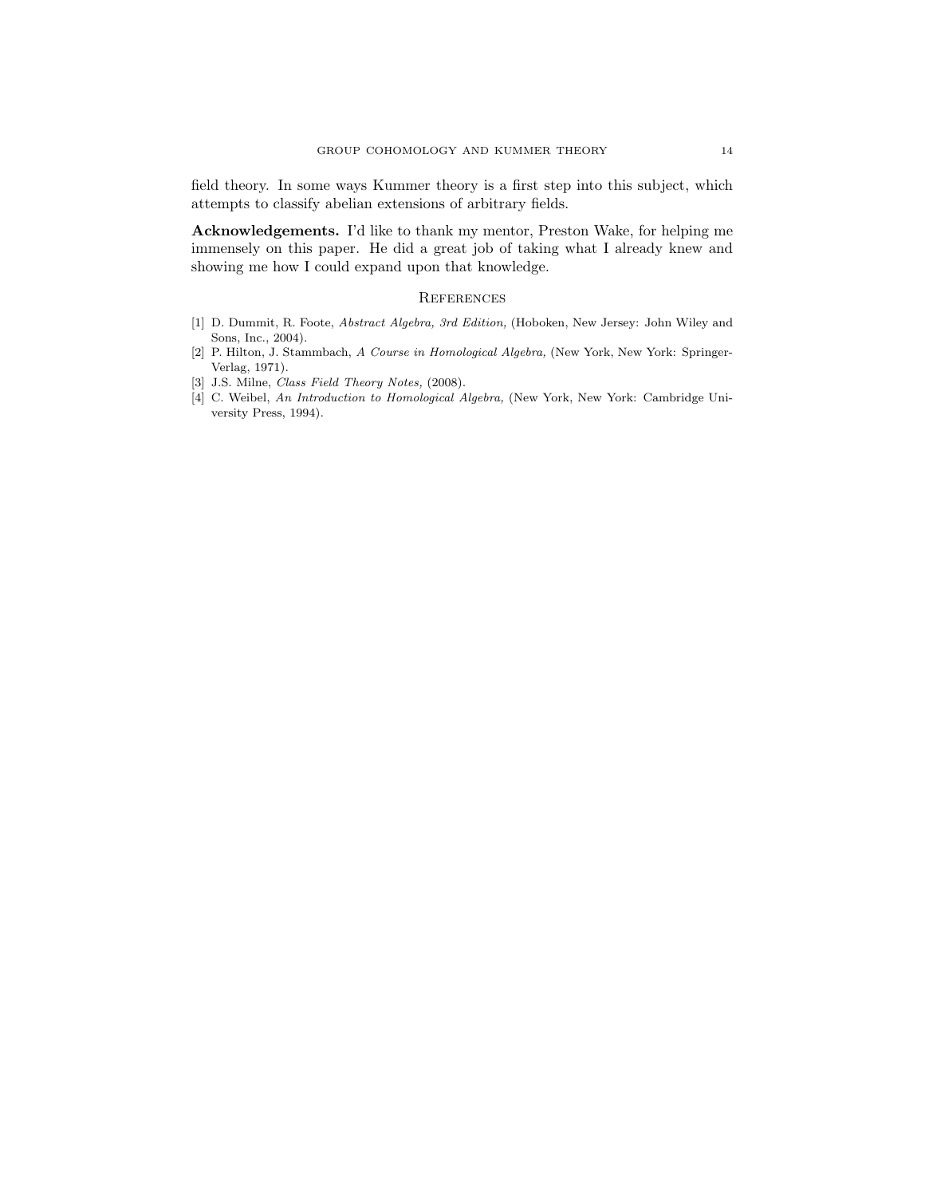field theory. In some ways Kummer theory is a first step into this subject, which attempts to classify abelian extensions of arbitrary fields.

**Acknowledgements.** I'd like to thank my mentor, Preston Wake, for helping me immensely on this paper. He did a great job of taking what I already knew and showing me how I could expand upon that knowledge.

## References

[1] D. Dummit, R. Foote, *Abstract Algebra, 3rd Edition,* (Hoboken, New Jersey: John Wiley and Sons, Inc., 2004).

[2] P. Hilton, J. Stammbach, *A Course in Homological Algebra,* (New York, New York: Springer-Verlag, 1971).

[3] J.S. Milne, *Class Field Theory Notes,* (2008).

[4] C. Weibel, *An Introduction to Homological Algebra,* (New York, New York: Cambridge University Press, 1994).